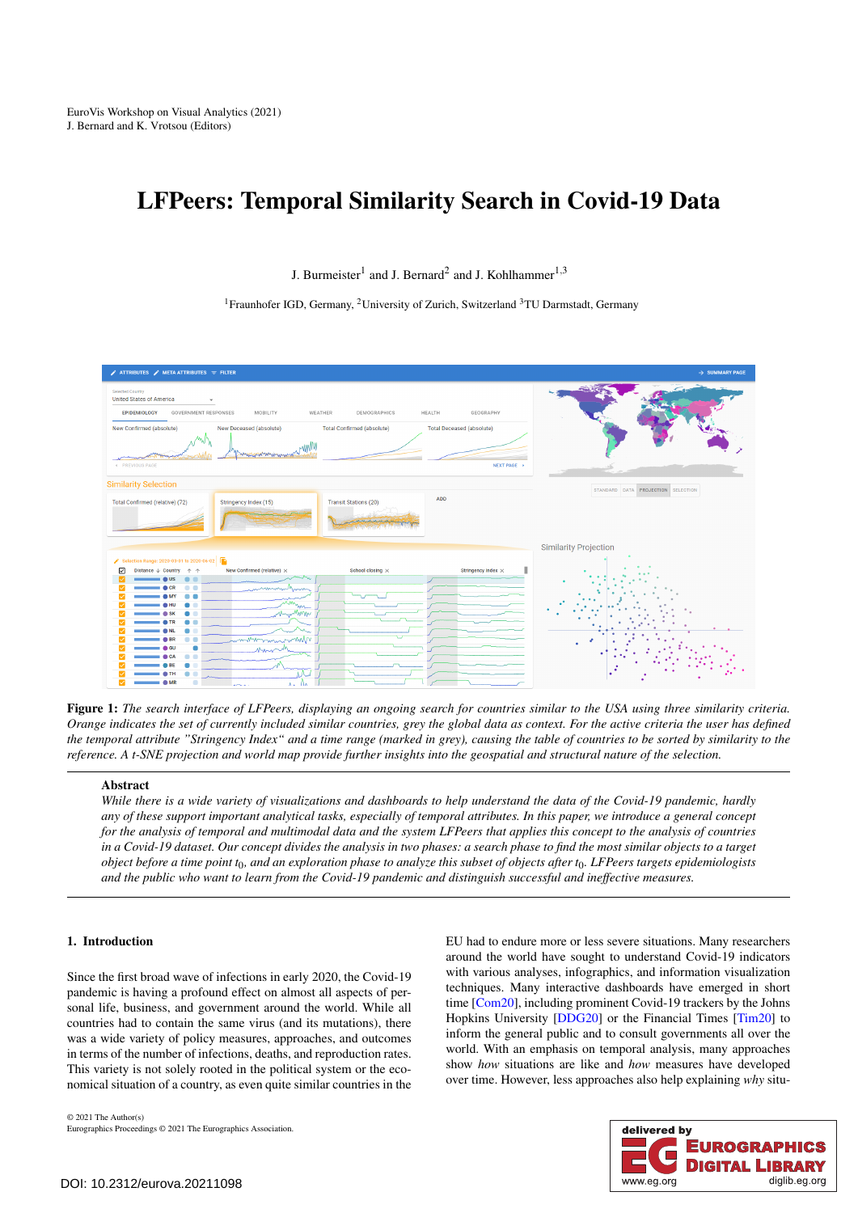EuroVis Workshop on Visual Analytics (2021)
J. Bernard and K. Vrotsou (Editors)

# LFPeers: Temporal Similarity Search in Covid-19 Data

J. Burmeister[1] and J. Bernard[2] and J. Kohlhammer[1,3]

[1]Fraunhofer IGD, Germany, [2]University of Zurich, Switzerland [3]TU Darmstadt, Germany

**Figure 1:** *The search interface of LFPeers, displaying an ongoing search for countries similar to the USA using three similarity criteria. Orange indicates the set of currently included similar countries, grey the global data as context. For the active criteria the user has defined the temporal attribute "Stringency Index" and a time range (marked in grey), causing the table of countries to be sorted by similarity to the reference. A t-SNE projection and world map provide further insights into the geospatial and structural nature of the selection.*

## Abstract

*While there is a wide variety of visualizations and dashboards to help understand the data of the Covid-19 pandemic, hardly any of these support important analytical tasks, especially of temporal attributes. In this paper, we introduce a general concept for the analysis of temporal and multimodal data and the system LFPeers that applies this concept to the analysis of countries in a Covid-19 dataset. Our concept divides the analysis in two phases: a search phase to find the most similar objects to a target object before a time point $t_0$, and an exploration phase to analyze this subset of objects after $t_0$. LFPeers targets epidemiologists and the public who want to learn from the Covid-19 pandemic and distinguish successful and ineffective measures.*

## 1. Introduction

Since the first broad wave of infections in early 2020, the Covid-19 pandemic is having a profound effect on almost all aspects of personal life, business, and government around the world. While all countries had to contain the same virus (and its mutations), there was a wide variety of policy measures, approaches, and outcomes in terms of the number of infections, deaths, and reproduction rates. This variety is not solely rooted in the political system or the economical situation of a country, as even quite similar countries in the EU had to endure more or less severe situations. Many researchers around the world have sought to understand Covid-19 indicators with various analyses, infographics, and information visualization techniques. Many interactive dashboards have emerged in short time [Com20], including prominent Covid-19 trackers by the Johns Hopkins University [DDG20] or the Financial Times [Tim20] to inform the general public and to consult governments all over the world. With an emphasis on temporal analysis, many approaches show *how* situations are like and *how* measures have developed over time. However, less approaches also help explaining *why* situ-

© 2021 The Author(s)
Eurographics Proceedings © 2021 The Eurographics Association.

DOI: 10.2312/eurova.20211098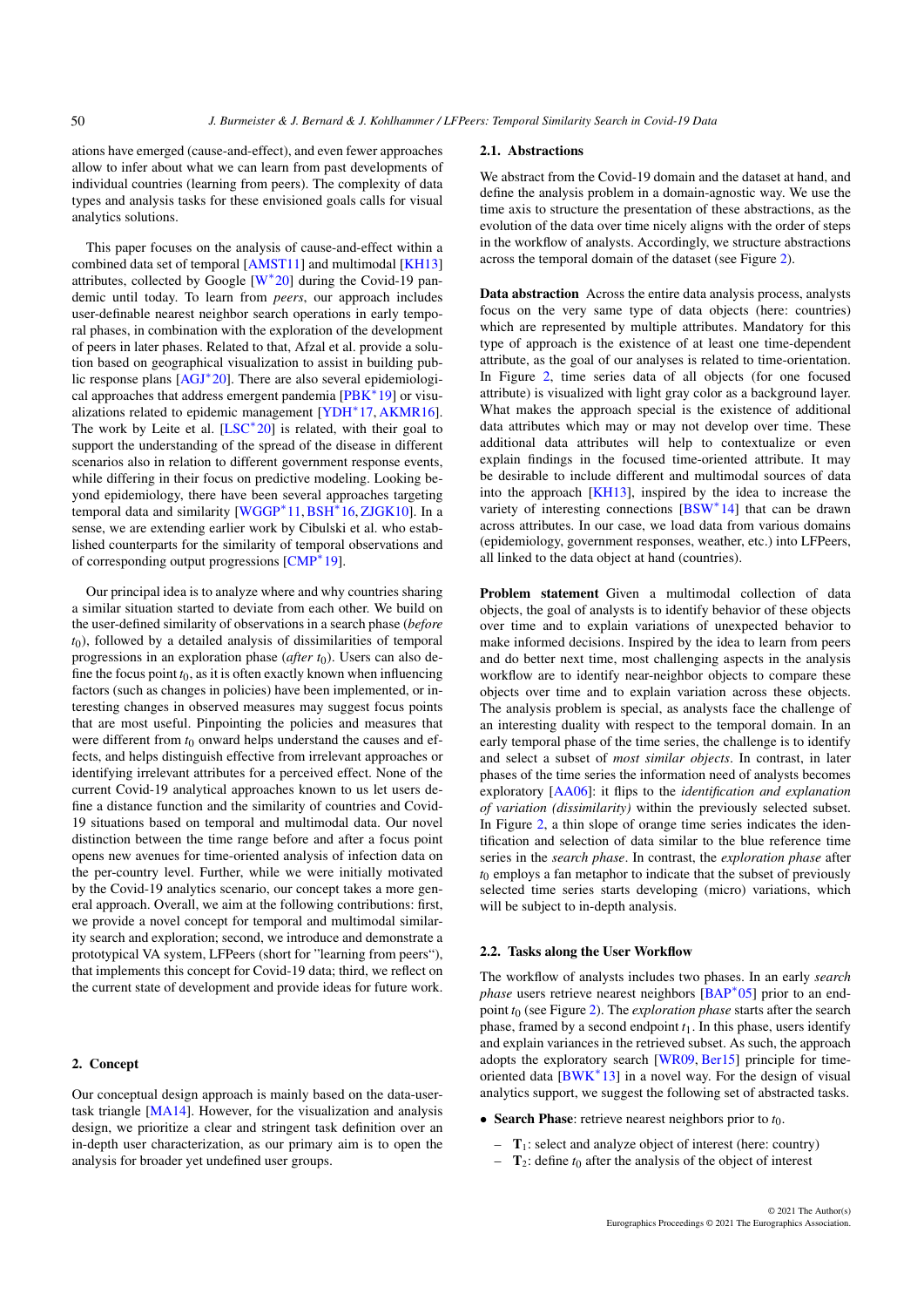ations have emerged (cause-and-effect), and even fewer approaches allow to infer about what we can learn from past developments of individual countries (learning from peers). The complexity of data types and analysis tasks for these envisioned goals calls for visual analytics solutions.

This paper focuses on the analysis of cause-and-effect within a combined data set of temporal [AMST11] and multimodal [KH13] attributes, collected by Google [W*20] during the Covid-19 pandemic until today. To learn from *peers*, our approach includes user-definable nearest neighbor search operations in early temporal phases, in combination with the exploration of the development of peers in later phases. Related to that, Afzal et al. provide a solution based on geographical visualization to assist in building public response plans [AGJ*20]. There are also several epidemiological approaches that address emergent pandemia [PBK*19] or visualizations related to epidemic management [YDH*17, AKMR16]. The work by Leite et al. [LSC*20] is related, with their goal to support the understanding of the spread of the disease in different scenarios also in relation to different government response events, while differing in their focus on predictive modeling. Looking beyond epidemiology, there have been several approaches targeting temporal data and similarity [WGGP*11, BSH*16, ZJGK10]. In a sense, we are extending earlier work by Cibulski et al. who established counterparts for the similarity of temporal observations and of corresponding output progressions [CMP*19].

Our principal idea is to analyze where and why countries sharing a similar situation started to deviate from each other. We build on the user-defined similarity of observations in a search phase (*before* $t_0$), followed by a detailed analysis of dissimilarities of temporal progressions in an exploration phase (*after* $t_0$). Users can also define the focus point $t_0$, as it is often exactly known when influencing factors (such as changes in policies) have been implemented, or interesting changes in observed measures may suggest focus points that are most useful. Pinpointing the policies and measures that were different from $t_0$ onward helps understand the causes and effects, and helps distinguish effective from irrelevant approaches or identifying irrelevant attributes for a perceived effect. None of the current Covid-19 analytical approaches known to us let users define a distance function and the similarity of countries and Covid-19 situations based on temporal and multimodal data. Our novel distinction between the time range before and after a focus point opens new avenues for time-oriented analysis of infection data on the per-country level. Further, while we were initially motivated by the Covid-19 analytics scenario, our concept takes a more general approach. Overall, we aim at the following contributions: first, we provide a novel concept for temporal and multimodal similarity search and exploration; second, we introduce and demonstrate a prototypical VA system, LFPeers (short for "learning from peers"), that implements this concept for Covid-19 data; third, we reflect on the current state of development and provide ideas for future work.

## 2. Concept

Our conceptual design approach is mainly based on the data-user-task triangle [MA14]. However, for the visualization and analysis design, we prioritize a clear and stringent task definition over an in-depth user characterization, as our primary aim is to open the analysis for broader yet undefined user groups.

### 2.1. Abstractions

We abstract from the Covid-19 domain and the dataset at hand, and define the analysis problem in a domain-agnostic way. We use the time axis to structure the presentation of these abstractions, as the evolution of the data over time nicely aligns with the order of steps in the workflow of analysts. Accordingly, we structure abstractions across the temporal domain of the dataset (see Figure 2).

**Data abstraction** Across the entire data analysis process, analysts focus on the very same type of data objects (here: countries) which are represented by multiple attributes. Mandatory for this type of approach is the existence of at least one time-dependent attribute, as the goal of our analyses is related to time-orientation. In Figure 2, time series data of all objects (for one focused attribute) is visualized with light gray color as a background layer. What makes the approach special is the existence of additional data attributes which may or may not develop over time. These additional data attributes will help to contextualize or even explain findings in the focused time-oriented attribute. It may be desirable to include different and multimodal sources of data into the approach [KH13], inspired by the idea to increase the variety of interesting connections [BSW*14] that can be drawn across attributes. In our case, we load data from various domains (epidemiology, government responses, weather, etc.) into LFPeers, all linked to the data object at hand (countries).

**Problem statement** Given a multimodal collection of data objects, the goal of analysts is to identify behavior of these objects over time and to explain variations of unexpected behavior to make informed decisions. Inspired by the idea to learn from peers and do better next time, most challenging aspects in the analysis workflow are to identify near-neighbor objects to compare these objects over time and to explain variation across these objects. The analysis problem is special, as analysts face the challenge of an interesting duality with respect to the temporal domain. In an early temporal phase of the time series, the challenge is to identify and select a subset of *most similar objects*. In contrast, in later phases of the time series the information need of analysts becomes exploratory [AA06]: it flips to the *identification and explanation of variation (dissimilarity)* within the previously selected subset. In Figure 2, a thin slope of orange time series indicates the identification and selection of data similar to the blue reference time series in the *search phase*. In contrast, the *exploration phase* after $t_0$ employs a fan metaphor to indicate that the subset of previously selected time series starts developing (micro) variations, which will be subject to in-depth analysis.

### 2.2. Tasks along the User Workflow

The workflow of analysts includes two phases. In an early *search phase* users retrieve nearest neighbors [BAP*05] prior to an end-point $t_0$ (see Figure 2). The *exploration phase* starts after the search phase, framed by a second endpoint $t_1$. In this phase, users identify and explain variances in the retrieved subset. As such, the approach adopts the exploratory search [WR09, Ber15] principle for time-oriented data [BWK*13] in a novel way. For the design of visual analytics support, we suggest the following set of abstracted tasks.

- **Search Phase**: retrieve nearest neighbors prior to $t_0$.
  - **T**$_1$: select and analyze object of interest (here: country)
  - **T**$_2$: define $t_0$ after the analysis of the object of interest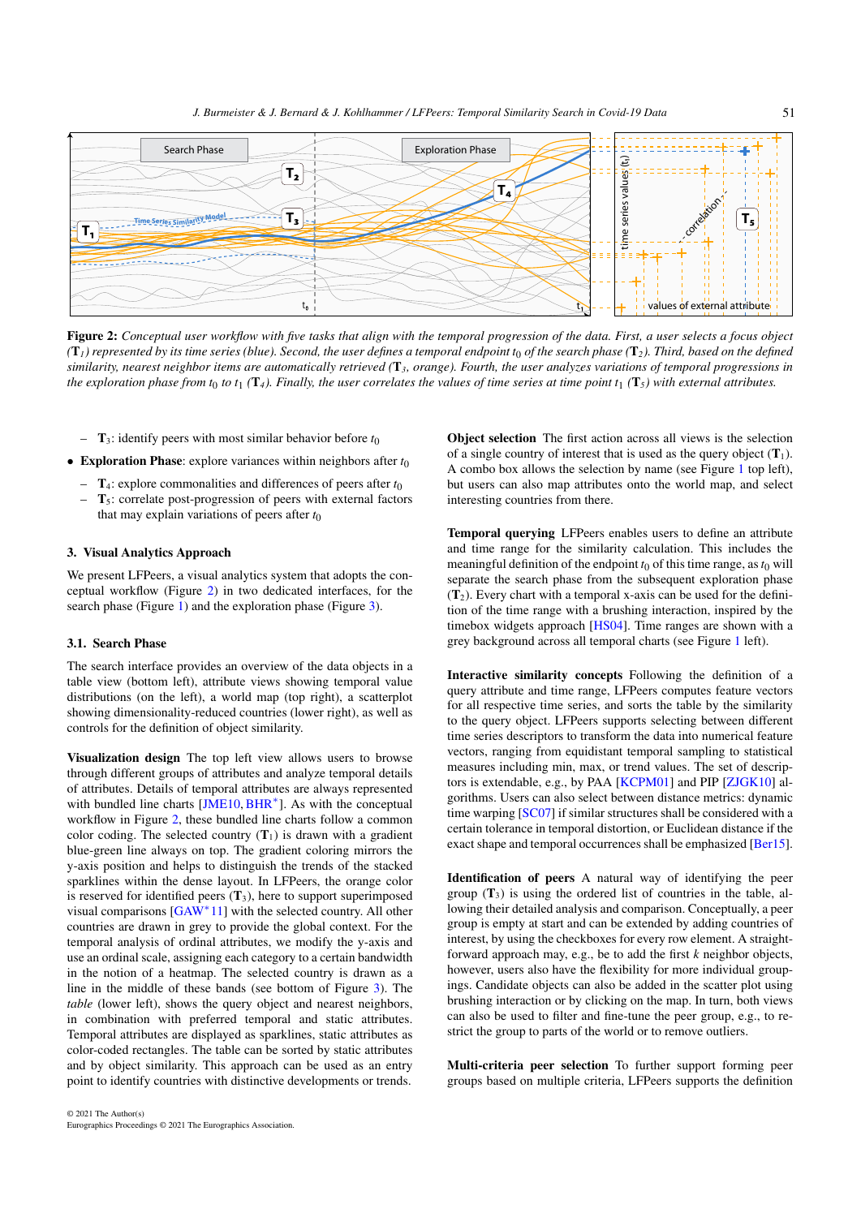**Figure 2:** *Conceptual user workflow with five tasks that align with the temporal progression of the data. First, a user selects a focus object (**T**$_1$) represented by its time series (blue). Second, the user defines a temporal endpoint $t_0$ of the search phase (**T**$_2$). Third, based on the defined similarity, nearest neighbor items are automatically retrieved (**T**$_3$, orange). Fourth, the user analyzes variations of temporal progressions in the exploration phase from $t_0$ to $t_1$ (**T**$_4$). Finally, the user correlates the values of time series at time point $t_1$ (**T**$_5$) with external attributes.*

  - **T**$_3$: identify peers with most similar behavior before $t_0$
- **Exploration Phase**: explore variances within neighbors after $t_0$
  - **T**$_4$: explore commonalities and differences of peers after $t_0$
  - **T**$_5$: correlate post-progression of peers with external factors that may explain variations of peers after $t_0$

## 3. Visual Analytics Approach

We present LFPeers, a visual analytics system that adopts the conceptual workflow (Figure 2) in two dedicated interfaces, for the search phase (Figure 1) and the exploration phase (Figure 3).

### 3.1. Search Phase

The search interface provides an overview of the data objects in a table view (bottom left), attribute views showing temporal value distributions (on the left), a world map (top right), a scatterplot showing dimensionality-reduced countries (lower right), as well as controls for the definition of object similarity.

**Visualization design** The top left view allows users to browse through different groups of attributes and analyze temporal details of attributes. Details of temporal attributes are always represented with bundled line charts [JME10, BHR*]. As with the conceptual workflow in Figure 2, these bundled line charts follow a common color coding. The selected country (**T**$_1$) is drawn with a gradient blue-green line always on top. The gradient coloring mirrors the y-axis position and helps to distinguish the trends of the stacked sparklines within the dense layout. In LFPeers, the orange color is reserved for identified peers (**T**$_3$), here to support superimposed visual comparisons [GAW*11] with the selected country. All other countries are drawn in grey to provide the global context. For the temporal analysis of ordinal attributes, we modify the y-axis and use an ordinal scale, assigning each category to a certain bandwidth in the notion of a heatmap. The selected country is drawn as a line in the middle of these bands (see bottom of Figure 3). The *table* (lower left), shows the query object and nearest neighbors, in combination with preferred temporal and static attributes. Temporal attributes are displayed as sparklines, static attributes as color-coded rectangles. The table can be sorted by static attributes and by object similarity. This approach can be used as an entry point to identify countries with distinctive developments or trends.

**Object selection** The first action across all views is the selection of a single country of interest that is used as the query object (**T**$_1$). A combo box allows the selection by name (see Figure 1 top left), but users can also map attributes onto the world map, and select interesting countries from there.

**Temporal querying** LFPeers enables users to define an attribute and time range for the similarity calculation. This includes the meaningful definition of the endpoint $t_0$ of this time range, as $t_0$ will separate the search phase from the subsequent exploration phase (**T**$_2$). Every chart with a temporal x-axis can be used for the definition of the time range with a brushing interaction, inspired by the timebox widgets approach [HS04]. Time ranges are shown with a grey background across all temporal charts (see Figure 1 left).

**Interactive similarity concepts** Following the definition of a query attribute and time range, LFPeers computes feature vectors for all respective time series, and sorts the table by the similarity to the query object. LFPeers supports selecting between different time series descriptors to transform the data into numerical feature vectors, ranging from equidistant temporal sampling to statistical measures including min, max, or trend values. The set of descriptors is extendable, e.g., by PAA [KCPM01] and PIP [ZJGK10] algorithms. Users can also select between distance metrics: dynamic time warping [SC07] if similar structures shall be considered with a certain tolerance in temporal distortion, or Euclidean distance if the exact shape and temporal occurrences shall be emphasized [Ber15].

**Identification of peers** A natural way of identifying the peer group (**T**$_3$) is using the ordered list of countries in the table, allowing their detailed analysis and comparison. Conceptually, a peer group is empty at start and can be extended by adding countries of interest, by using the checkboxes for every row element. A straightforward approach may, e.g., be to add the first $k$ neighbor objects, however, users also have the flexibility for more individual groupings. Candidate objects can also be added in the scatter plot using brushing interaction or by clicking on the map. In turn, both views can also be used to filter and fine-tune the peer group, e.g., to restrict the group to parts of the world or to remove outliers.

**Multi-criteria peer selection** To further support forming peer groups based on multiple criteria, LFPeers supports the definition

© 2021 The Author(s)
Eurographics Proceedings © 2021 The Eurographics Association.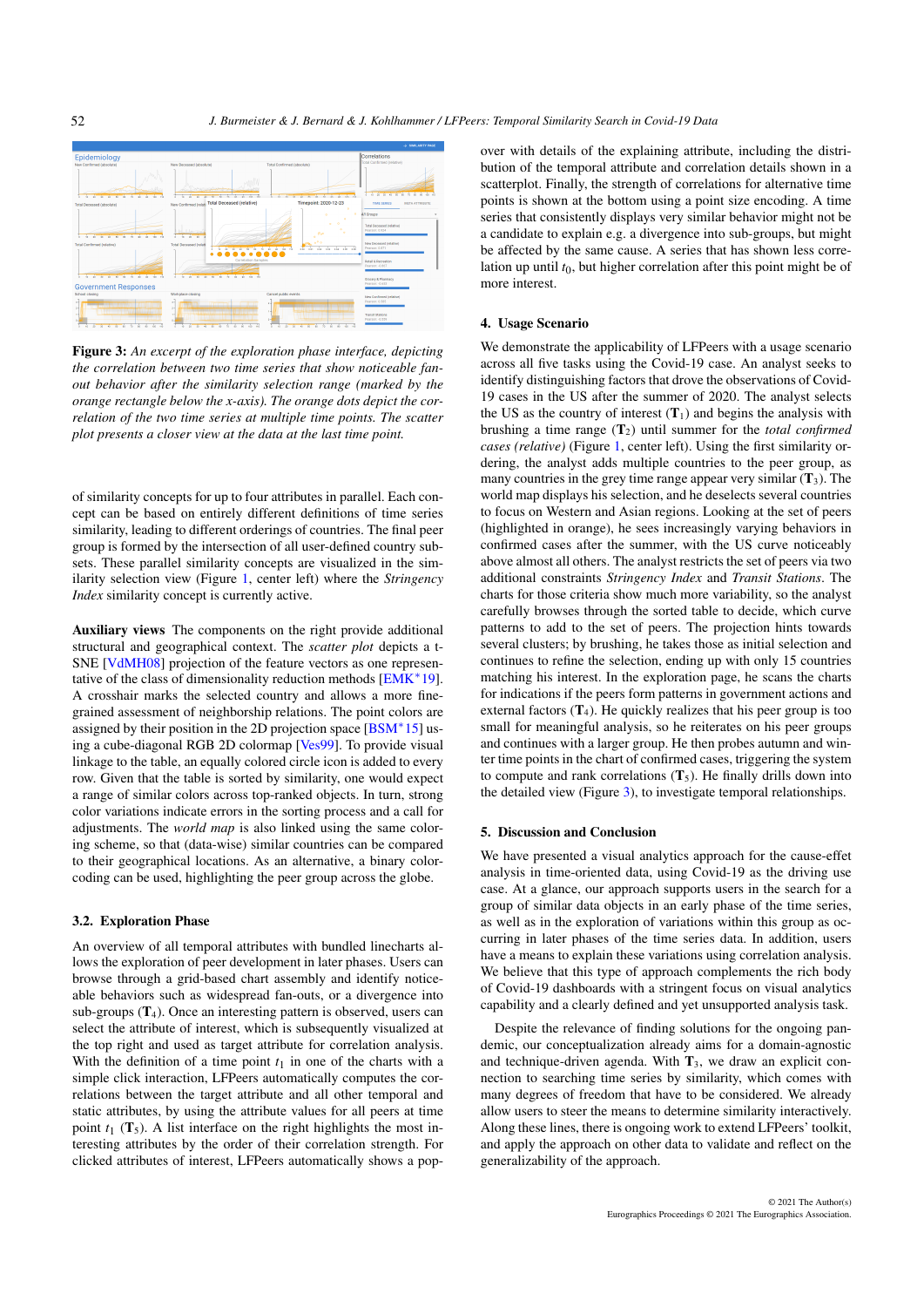**Figure 3:** *An excerpt of the exploration phase interface, depicting the correlation between two time series that show noticeable fan-out behavior after the similarity selection range (marked by the orange rectangle below the x-axis). The orange dots depict the correlation of the two time series at multiple time points. The scatter plot presents a closer view at the data at the last time point.*

of similarity concepts for up to four attributes in parallel. Each concept can be based on entirely different definitions of time series similarity, leading to different orderings of countries. The final peer group is formed by the intersection of all user-defined country subsets. These parallel similarity concepts are visualized in the similarity selection view (Figure 1, center left) where the *Stringency Index* similarity concept is currently active.

**Auxiliary views** The components on the right provide additional structural and geographical context. The *scatter plot* depicts a t-SNE [VdMH08] projection of the feature vectors as one representative of the class of dimensionality reduction methods [EMK*19]. A crosshair marks the selected country and allows a more fine-grained assessment of neighborship relations. The point colors are assigned by their position in the 2D projection space [BSM*15] using a cube-diagonal RGB 2D colormap [Ves99]. To provide visual linkage to the table, an equally colored circle icon is added to every row. Given that the table is sorted by similarity, one would expect a range of similar colors across top-ranked objects. In turn, strong color variations indicate errors in the sorting process and a call for adjustments. The *world map* is also linked using the same coloring scheme, so that (data-wise) similar countries can be compared to their geographical locations. As an alternative, a binary color-coding can be used, highlighting the peer group across the globe.

### 3.2. Exploration Phase

An overview of all temporal attributes with bundled linecharts allows the exploration of peer development in later phases. Users can browse through a grid-based chart assembly and identify noticeable behaviors such as widespread fan-outs, or a divergence into sub-groups ($\mathbf{T}_4$). Once an interesting pattern is observed, users can select the attribute of interest, which is subsequently visualized at the top right and used as target attribute for correlation analysis. With the definition of a time point $t_1$ in one of the charts with a simple click interaction, LFPeers automatically computes the correlations between the target attribute and all other temporal and static attributes, by using the attribute values for all peers at time point $t_1$ ($\mathbf{T}_5$). A list interface on the right highlights the most interesting attributes by the order of their correlation strength. For clicked attributes of interest, LFPeers automatically shows a pop-over with details of the explaining attribute, including the distribution of the temporal attribute and correlation details shown in a scatterplot. Finally, the strength of correlations for alternative time points is shown at the bottom using a point size encoding. A time series that consistently displays very similar behavior might not be a candidate to explain e.g. a divergence into sub-groups, but might be affected by the same cause. A series that has shown less correlation up until $t_0$, but higher correlation after this point might be of more interest.

## 4. Usage Scenario

We demonstrate the applicability of LFPeers with a usage scenario across all five tasks using the Covid-19 case. An analyst seeks to identify distinguishing factors that drove the observations of Covid-19 cases in the US after the summer of 2020. The analyst selects the US as the country of interest ($\mathbf{T}_1$) and begins the analysis with brushing a time range ($\mathbf{T}_2$) until summer for the *total confirmed cases (relative)* (Figure 1, center left). Using the first similarity ordering, the analyst adds multiple countries to the peer group, as many countries in the grey time range appear very similar ($\mathbf{T}_3$). The world map displays his selection, and he deselects several countries to focus on Western and Asian regions. Looking at the set of peers (highlighted in orange), he sees increasingly varying behaviors in confirmed cases after the summer, with the US curve noticeably above almost all others. The analyst restricts the set of peers via two additional constraints *Stringency Index* and *Transit Stations*. The charts for those criteria show much more variability, so the analyst carefully browses through the sorted table to decide, which curve patterns to add to the set of peers. The projection hints towards several clusters; by brushing, he takes those as initial selection and continues to refine the selection, ending up with only 15 countries matching his interest. In the exploration page, he scans the charts for indications if the peers form patterns in government actions and external factors ($\mathbf{T}_4$). He quickly realizes that his peer group is too small for meaningful analysis, so he reiterates on his peer groups and continues with a larger group. He then probes autumn and winter time points in the chart of confirmed cases, triggering the system to compute and rank correlations ($\mathbf{T}_5$). He finally drills down into the detailed view (Figure 3), to investigate temporal relationships.

## 5. Discussion and Conclusion

We have presented a visual analytics approach for the cause-effet analysis in time-oriented data, using Covid-19 as the driving use case. At a glance, our approach supports users in the search for a group of similar data objects in an early phase of the time series, as well as in the exploration of variations within this group as occurring in later phases of the time series data. In addition, users have a means to explain these variations using correlation analysis. We believe that this type of approach complements the rich body of Covid-19 dashboards with a stringent focus on visual analytics capability and a clearly defined and yet unsupported analysis task.

Despite the relevance of finding solutions for the ongoing pandemic, our conceptualization already aims for a domain-agnostic and technique-driven agenda. With $\mathbf{T}_3$, we draw an explicit connection to searching time series by similarity, which comes with many degrees of freedom that have to be considered. We already allow users to steer the means to determine similarity interactively. Along these lines, there is ongoing work to extend LFPeers' toolkit, and apply the approach on other data to validate and reflect on the generalizability of the approach.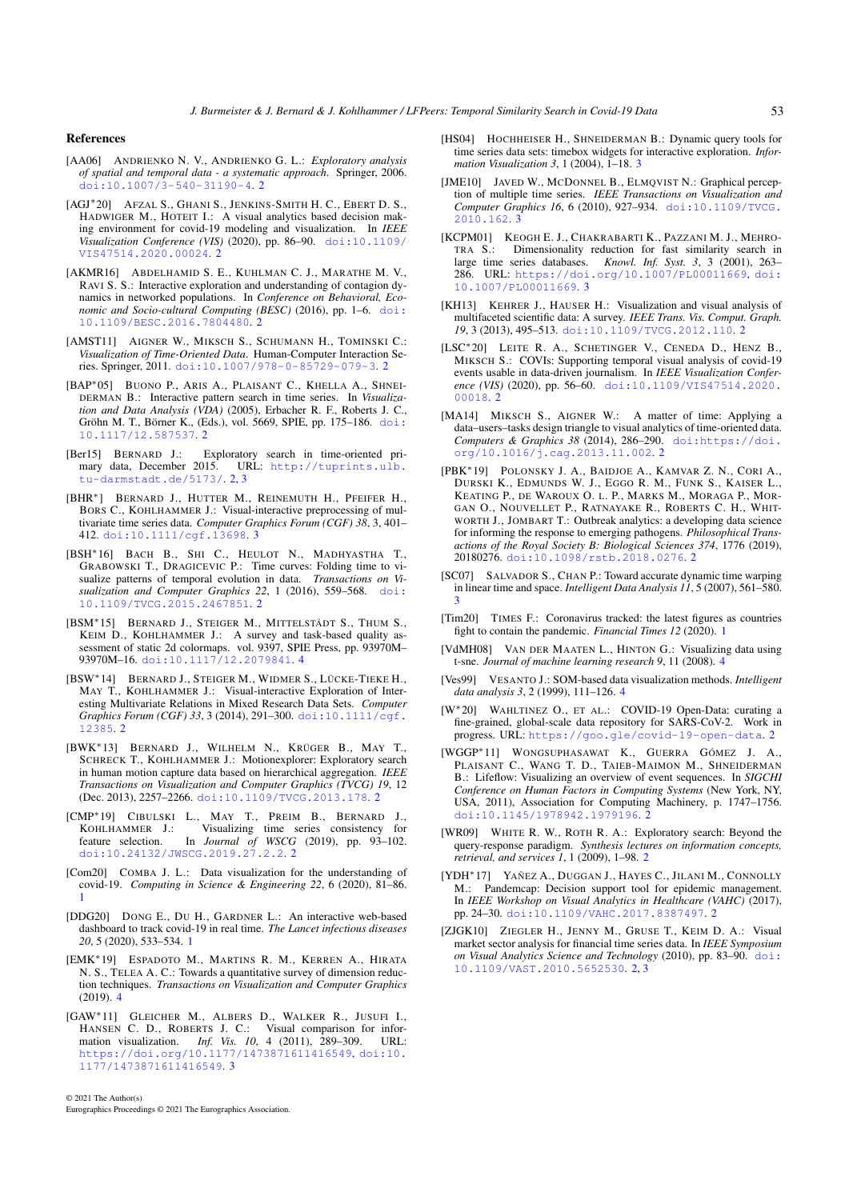## References

[AA06] Andrienko N. V., Andrienko G. L.: *Exploratory analysis of spatial and temporal data - a systematic approach*. Springer, 2006. doi:10.1007/3-540-31190-4. 2

[AGJ*20] Afzal S., Ghani S., Jenkins-Smith H. C., Ebert D. S., Hadwiger M., Hoteit I.: A visual analytics based decision making environment for covid-19 modeling and visualization. In *IEEE Visualization Conference (VIS)* (2020), pp. 86–90. doi:10.1109/VIS47514.2020.00024. 2

[AKMR16] Abdelhamid S. E., Kuhlman C. J., Marathe M. V., Ravi S. S.: Interactive exploration and understanding of contagion dynamics in networked populations. In *Conference on Behavioral, Economic and Socio-cultural Computing (BESC)* (2016), pp. 1–6. doi:10.1109/BESC.2016.7804480. 2

[AMST11] Aigner W., Miksch S., Schumann H., Tominski C.: *Visualization of Time-Oriented Data*. Human-Computer Interaction Series. Springer, 2011. doi:10.1007/978-0-85729-079-3. 2

[BAP*05] Buono P., Aris A., Plaisant C., Khella A., Shneiderman B.: Interactive pattern search in time series. In *Visualization and Data Analysis (VDA)* (2005), Erbacher R. F., Roberts J. C., Gröhn M. T., Börner K., (Eds.), vol. 5669, SPIE, pp. 175–186. doi:10.1117/12.587537. 2

[Ber15] Bernard J.: Exploratory search in time-oriented primary data, December 2015. URL: http://tuprints.ulb.tu-darmstadt.de/5173/. 2, 3

[BHR*] Bernard J., Hutter M., Reinemuth H., Pfeifer H., Bors C., Kohlhammer J.: Visual-interactive preprocessing of multivariate time series data. *Computer Graphics Forum (CGF) 38*, 3, 401–412. doi:10.1111/cgf.13698. 3

[BSH*16] Bach B., Shi C., Heulot N., Madhyastha T., Grabowski T., Dragicevic P.: Time curves: Folding time to visualize patterns of temporal evolution in data. *Transactions on Visualization and Computer Graphics 22*, 1 (2016), 559–568. doi:10.1109/TVCG.2015.2467851. 2

[BSM*15] Bernard J., Steiger M., Mittelstädt S., Thum S., Keim D., Kohlhammer J.: A survey and task-based quality assessment of static 2d colormaps. vol. 9397, SPIE Press, pp. 93970M–93970M–16. doi:10.1117/12.2079841. 4

[BSW*14] Bernard J., Steiger M., Widmer S., Lücke-Tieke H., May T., Kohlhammer J.: Visual-interactive Exploration of Interesting Multivariate Relations in Mixed Research Data Sets. *Computer Graphics Forum (CGF) 33*, 3 (2014), 291–300. doi:10.1111/cgf.12385. 2

[BWK*13] Bernard J., Wilhelm N., Krüger B., May T., Schreck T., Kohlhammer J.: Motionexplorer: Exploratory search in human motion capture data based on hierarchical aggregation. *IEEE Transactions on Visualization and Computer Graphics (TVCG) 19*, 12 (Dec. 2013), 2257–2266. doi:10.1109/TVCG.2013.178. 2

[CMP*19] Cibulski L., May T., Preim B., Bernard J., Kohlhammer J.: Visualizing time series consistency for feature selection. In *Journal of WSCG* (2019), pp. 93–102. doi:10.24132/JWSCG.2019.27.2.2. 2

[Com20] Comba J. L.: Data visualization for the understanding of covid-19. *Computing in Science & Engineering 22*, 6 (2020), 81–86. 1

[DDG20] Dong E., Du H., Gardner L.: An interactive web-based dashboard to track covid-19 in real time. *The Lancet infectious diseases 20*, 5 (2020), 533–534. 1

[EMK*19] Espadoto M., Martins R. M., Kerren A., Hirata N. S., Telea A. C.: Towards a quantitative survey of dimension reduction techniques. *Transactions on Visualization and Computer Graphics* (2019). 4

[GAW*11] Gleicher M., Albers D., Walker R., Jusufi I., Hansen C. D., Roberts J. C.: Visual comparison for information visualization. *Inf. Vis. 10*, 4 (2011), 289–309. URL: https://doi.org/10.1177/1473871611416549, doi:10.1177/1473871611416549. 3

[HS04] Hochheiser H., Shneiderman B.: Dynamic query tools for time series data sets: timebox widgets for interactive exploration. *Information Visualization 3*, 1 (2004), 1–18. 3

[JME10] Javed W., McDonnel B., Elmqvist N.: Graphical perception of multiple time series. *IEEE Transactions on Visualization and Computer Graphics 16*, 6 (2010), 927–934. doi:10.1109/TVCG.2010.162. 3

[KCPM01] Keogh E. J., Chakrabarti K., Pazzani M. J., Mehrotra S.: Dimensionality reduction for fast similarity search in large time series databases. *Knowl. Inf. Syst. 3*, 3 (2001), 263–286. URL: https://doi.org/10.1007/PL00011669, doi:10.1007/PL00011669. 3

[KH13] Kehrer J., Hauser H.: Visualization and visual analysis of multifaceted scientific data: A survey. *IEEE Trans. Vis. Comput. Graph. 19*, 3 (2013), 495–513. doi:10.1109/TVCG.2012.110. 2

[LSC*20] Leite R. A., Schetinger V., Ceneda D., Henz B., Miksch S.: COVIs: Supporting temporal visual analysis of covid-19 events usable in data-driven journalism. In *IEEE Visualization Conference (VIS)* (2020), pp. 56–60. doi:10.1109/VIS47514.2020.00018. 2

[MA14] Miksch S., Aigner W.: A matter of time: Applying a data–users–tasks design triangle to visual analytics of time-oriented data. *Computers & Graphics 38* (2014), 286–290. doi:https://doi.org/10.1016/j.cag.2013.11.002. 2

[PBK*19] Polonsky J. A., Baidjoe A., Kamvar Z. N., Cori A., Durski K., Edmunds W. J., Eggo R. M., Funk S., Kaiser L., Keating P., de Waroux O. L. P., Marks M., Moraga P., Morgan O., Nouvellet P., Ratnayake R., Roberts C. H., Whitworth J., Jombart T.: Outbreak analytics: a developing data science for informing the response to emerging pathogens. *Philosophical Transactions of the Royal Society B: Biological Sciences 374*, 1776 (2019), 20180276. doi:10.1098/rstb.2018.0276. 2

[SC07] Salvador S., Chan P.: Toward accurate dynamic time warping in linear time and space. *Intelligent Data Analysis 11*, 5 (2007), 561–580. 3

[Tim20] Times F.: Coronavirus tracked: the latest figures as countries fight to contain the pandemic. *Financial Times 12* (2020). 1

[VdMH08] Van der Maaten L., Hinton G.: Visualizing data using t-sne. *Journal of machine learning research 9*, 11 (2008). 4

[Ves99] Vesanto J.: SOM-based data visualization methods. *Intelligent data analysis 3*, 2 (1999), 111–126. 4

[W*20] Wahltinez O., et al.: COVID-19 Open-Data: curating a fine-grained, global-scale data repository for SARS-CoV-2. Work in progress. URL: https://goo.gle/covid-19-open-data. 2

[WGGP*11] Wongsuphasawat K., Guerra Gómez J. A., Plaisant C., Wang T. D., Taieb-Maimon M., Shneiderman B.: Lifeflow: Visualizing an overview of event sequences. In *SIGCHI Conference on Human Factors in Computing Systems* (New York, NY, USA, 2011), Association for Computing Machinery, p. 1747–1756. doi:10.1145/1978942.1979196. 2

[WR09] White R. W., Roth R. A.: Exploratory search: Beyond the query-response paradigm. *Synthesis lectures on information concepts, retrieval, and services 1*, 1 (2009), 1–98. 2

[YDH*17] Yañez A., Duggan J., Hayes C., Jilani M., Connolly M.: Pandemcap: Decision support tool for epidemic management. In *IEEE Workshop on Visual Analytics in Healthcare (VAHC)* (2017), pp. 24–30. doi:10.1109/VAHC.2017.8387497. 2

[ZJGK10] Ziegler H., Jenny M., Gruse T., Keim D. A.: Visual market sector analysis for financial time series data. In *IEEE Symposium on Visual Analytics Science and Technology* (2010), pp. 83–90. doi:10.1109/VAST.2010.5652530. 2, 3

© 2021 The Author(s)
Eurographics Proceedings © 2021 The Eurographics Association.